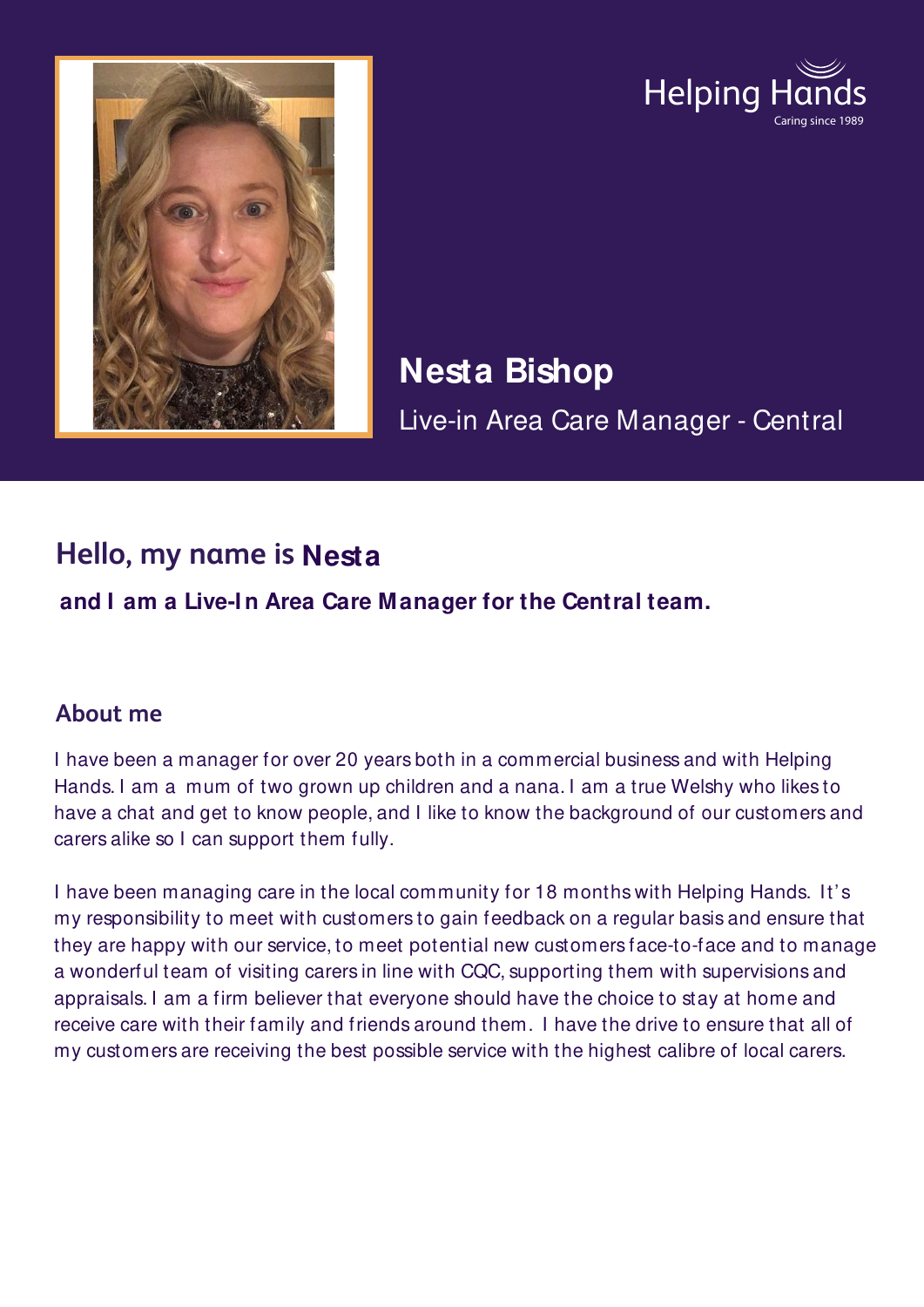Helping Hands
Caring since 1989

# Nesta Bishop

Live-in Area Care Manager - Central

## Hello, my name is Nesta

**and I am a Live-In Area Care Manager for the Central team.**

### About me

I have been a manager for over 20 years both in a commercial business and with Helping Hands. I am a mum of two grown up children and a nana. I am a true Welshy who likes to have a chat and get to know people, and I like to know the background of our customers and carers alike so I can support them fully.

I have been managing care in the local community for 18 months with Helping Hands. It's my responsibility to meet with customers to gain feedback on a regular basis and ensure that they are happy with our service, to meet potential new customers face-to-face and to manage a wonderful team of visiting carers in line with CQC, supporting them with supervisions and appraisals. I am a firm believer that everyone should have the choice to stay at home and receive care with their family and friends around them. I have the drive to ensure that all of my customers are receiving the best possible service with the highest calibre of local carers.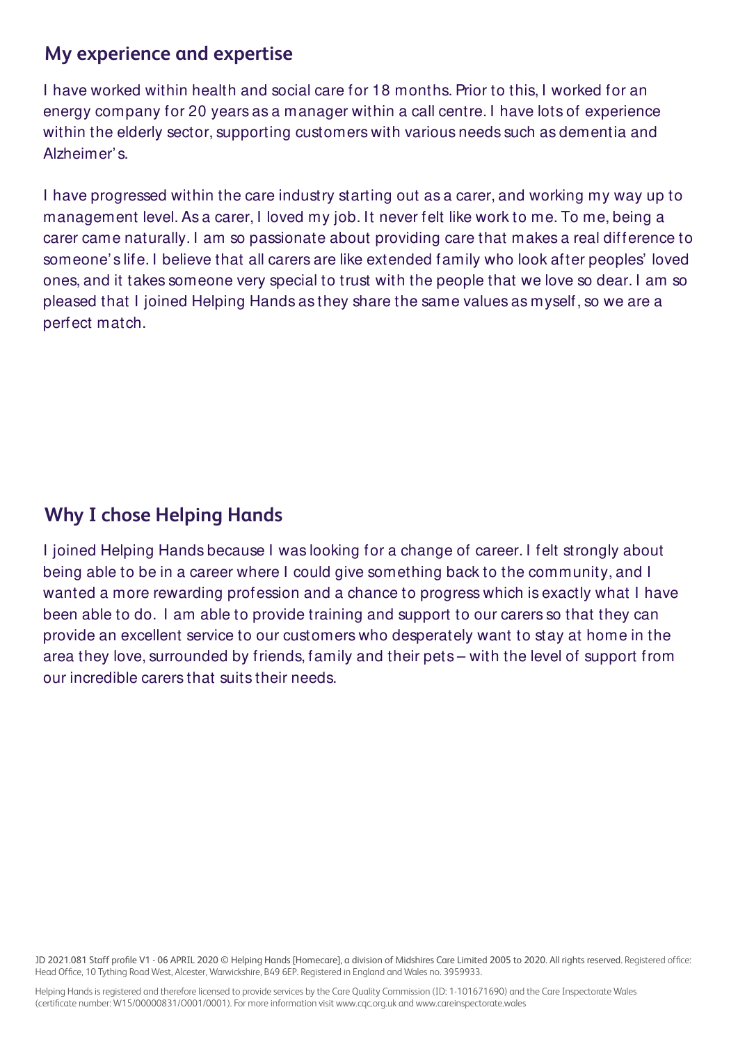## My experience and expertise

I have worked within health and social care for 18 months. Prior to this, I worked for an energy company for 20 years as a manager within a call centre. I have lots of experience within the elderly sector, supporting customers with various needs such as dementia and Alzheimer's.

I have progressed within the care industry starting out as a carer, and working my way up to management level. As a carer, I loved my job. It never felt like work to me. To me, being a carer came naturally. I am so passionate about providing care that makes a real difference to someone's life. I believe that all carers are like extended family who look after peoples' loved ones, and it takes someone very special to trust with the people that we love so dear. I am so pleased that I joined Helping Hands as they share the same values as myself, so we are a perfect match.

## Why I chose Helping Hands

I joined Helping Hands because I was looking for a change of career. I felt strongly about being able to be in a career where I could give something back to the community, and I wanted a more rewarding profession and a chance to progress which is exactly what I have been able to do. I am able to provide training and support to our carers so that they can provide an excellent service to our customers who desperately want to stay at home in the area they love, surrounded by friends, family and their pets – with the level of support from our incredible carers that suits their needs.

JD 2021.081 Staff profile V1 - 06 APRIL 2020 © Helping Hands [Homecare], a division of Midshires Care Limited 2005 to 2020. All rights reserved. Registered office: Head Office, 10 Tything Road West, Alcester, Warwickshire, B49 6EP. Registered in England and Wales no. 3959933.

Helping Hands is registered and therefore licensed to provide services by the Care Quality Commission (ID: 1-101671690) and the Care Inspectorate Wales (certificate number: W15/00000831/O001/0001). For more information visit www.cqc.org.uk and www.careinspectorate.wales